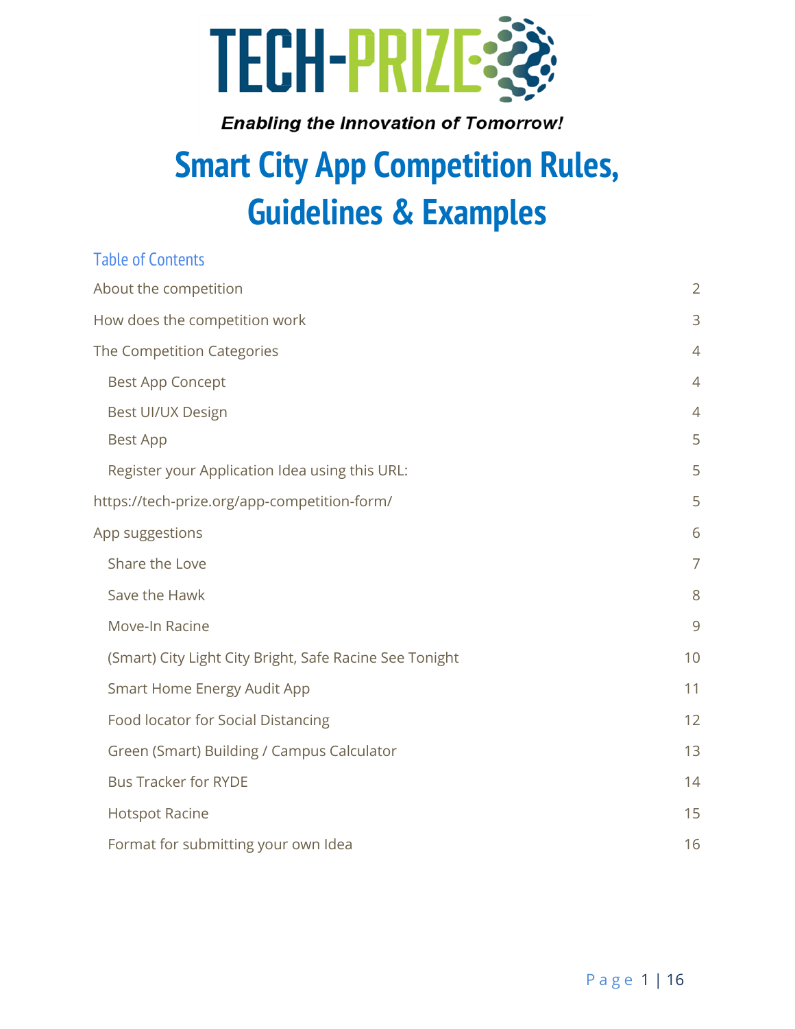TECH-PRIZE

*Enabling the Innovation of Tomorrow!*

# Smart City App Competition Rules, Guidelines & Examples

## Table of Contents

| | |
|---|---|
| About the competition | 2 |
| How does the competition work | 3 |
| The Competition Categories | 4 |
| Best App Concept | 4 |
| Best UI/UX Design | 4 |
| Best App | 5 |
| Register your Application Idea using this URL: | 5 |
| https://tech-prize.org/app-competition-form/ | 5 |
| App suggestions | 6 |
| Share the Love | 7 |
| Save the Hawk | 8 |
| Move-In Racine | 9 |
| (Smart) City Light City Bright, Safe Racine See Tonight | 10 |
| Smart Home Energy Audit App | 11 |
| Food locator for Social Distancing | 12 |
| Green (Smart) Building / Campus Calculator | 13 |
| Bus Tracker for RYDE | 14 |
| Hotspot Racine | 15 |
| Format for submitting your own Idea | 16 |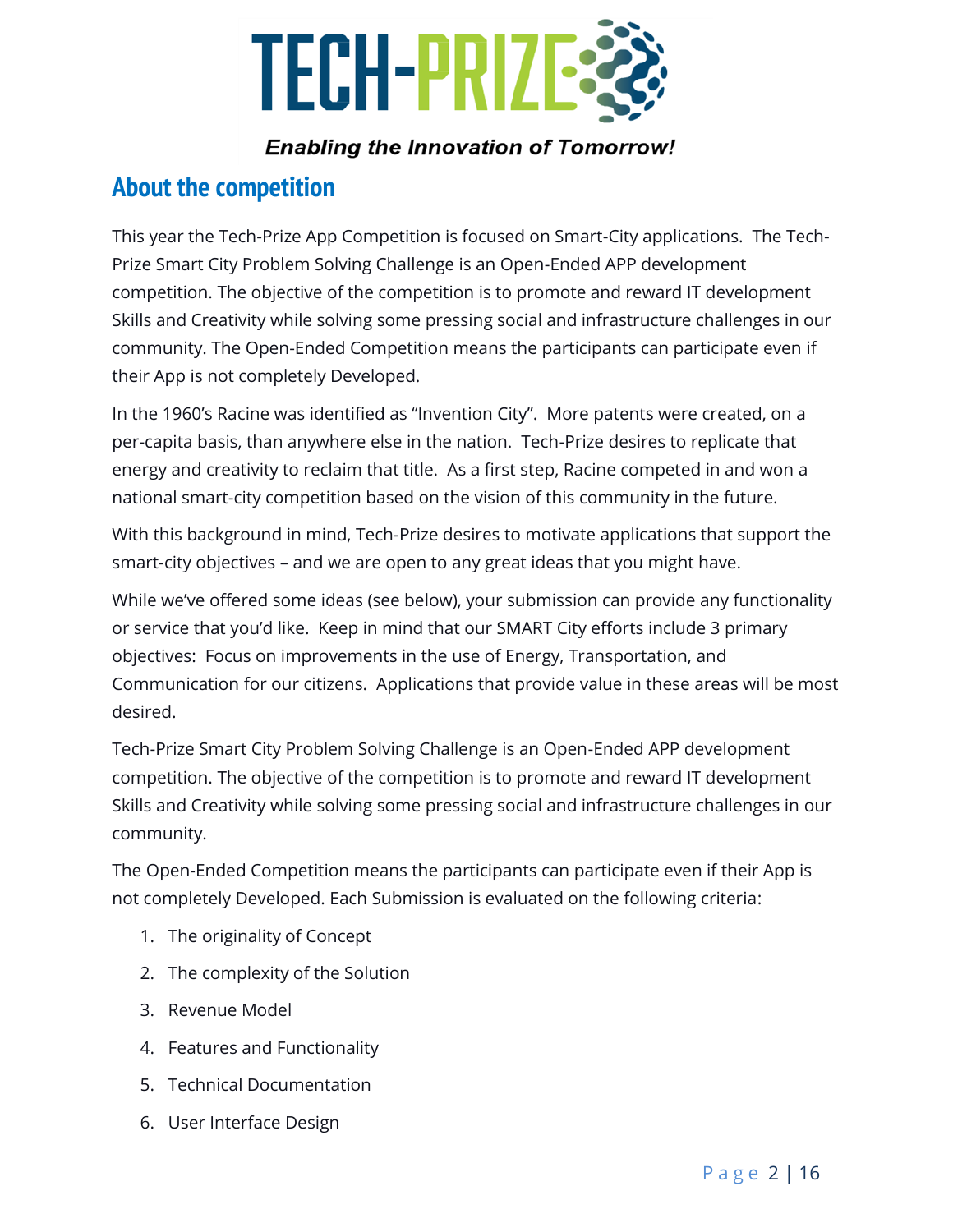TECH-PRIZE

***Enabling the Innovation of Tomorrow!***

## About the competition

This year the Tech-Prize App Competition is focused on Smart-City applications. The Tech-Prize Smart City Problem Solving Challenge is an Open-Ended APP development competition. The objective of the competition is to promote and reward IT development Skills and Creativity while solving some pressing social and infrastructure challenges in our community. The Open-Ended Competition means the participants can participate even if their App is not completely Developed.

In the 1960's Racine was identified as "Invention City". More patents were created, on a per-capita basis, than anywhere else in the nation. Tech-Prize desires to replicate that energy and creativity to reclaim that title. As a first step, Racine competed in and won a national smart-city competition based on the vision of this community in the future.

With this background in mind, Tech-Prize desires to motivate applications that support the smart-city objectives – and we are open to any great ideas that you might have.

While we've offered some ideas (see below), your submission can provide any functionality or service that you'd like. Keep in mind that our SMART City efforts include 3 primary objectives: Focus on improvements in the use of Energy, Transportation, and Communication for our citizens. Applications that provide value in these areas will be most desired.

Tech-Prize Smart City Problem Solving Challenge is an Open-Ended APP development competition. The objective of the competition is to promote and reward IT development Skills and Creativity while solving some pressing social and infrastructure challenges in our community.

The Open-Ended Competition means the participants can participate even if their App is not completely Developed. Each Submission is evaluated on the following criteria:

1. The originality of Concept
2. The complexity of the Solution
3. Revenue Model
4. Features and Functionality
5. Technical Documentation
6. User Interface Design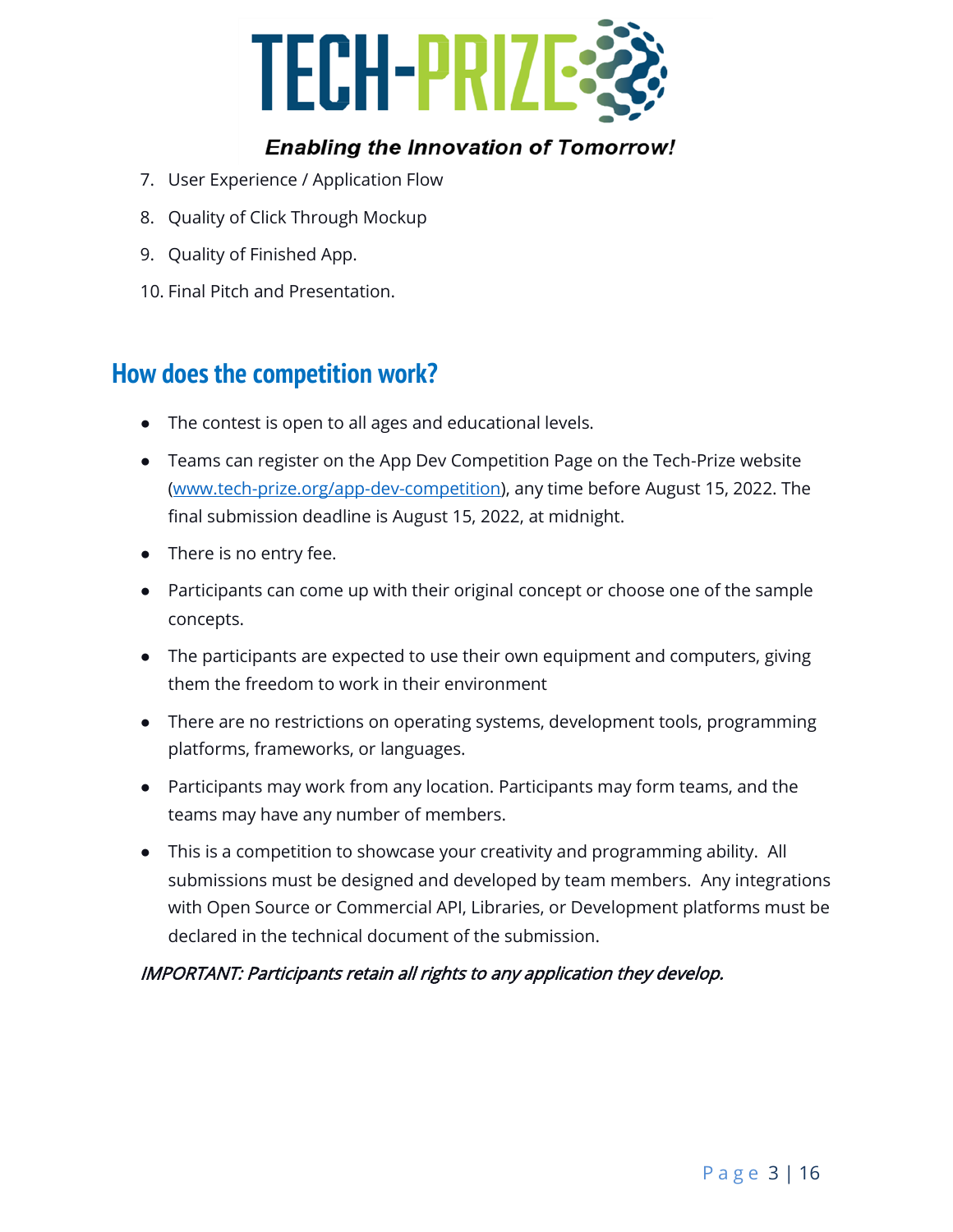7. User Experience / Application Flow
8. Quality of Click Through Mockup
9. Quality of Finished App.
10. Final Pitch and Presentation.

## How does the competition work?

- The contest is open to all ages and educational levels.
- Teams can register on the App Dev Competition Page on the Tech-Prize website ([www.tech-prize.org/app-dev-competition](www.tech-prize.org/app-dev-competition)), any time before August 15, 2022. The final submission deadline is August 15, 2022, at midnight.
- There is no entry fee.
- Participants can come up with their original concept or choose one of the sample concepts.
- The participants are expected to use their own equipment and computers, giving them the freedom to work in their environment
- There are no restrictions on operating systems, development tools, programming platforms, frameworks, or languages.
- Participants may work from any location. Participants may form teams, and the teams may have any number of members.
- This is a competition to showcase your creativity and programming ability. All submissions must be designed and developed by team members. Any integrations with Open Source or Commercial API, Libraries, or Development platforms must be declared in the technical document of the submission.

*IMPORTANT: Participants retain all rights to any application they develop.*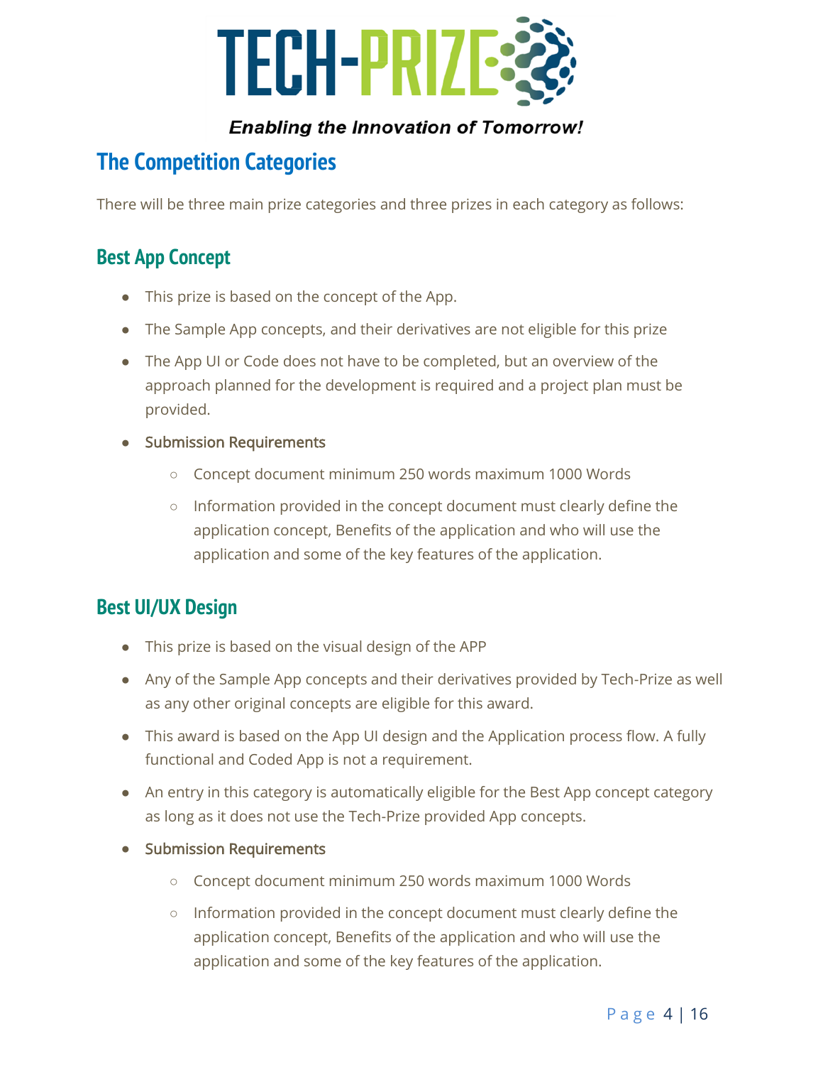TECH-PRIZE

*Enabling the Innovation of Tomorrow!*

## The Competition Categories

There will be three main prize categories and three prizes in each category as follows:

### Best App Concept

- This prize is based on the concept of the App.
- The Sample App concepts, and their derivatives are not eligible for this prize
- The App UI or Code does not have to be completed, but an overview of the approach planned for the development is required and a project plan must be provided.
- Submission Requirements
  - Concept document minimum 250 words maximum 1000 Words
  - Information provided in the concept document must clearly define the application concept, Benefits of the application and who will use the application and some of the key features of the application.

### Best UI/UX Design

- This prize is based on the visual design of the APP
- Any of the Sample App concepts and their derivatives provided by Tech-Prize as well as any other original concepts are eligible for this award.
- This award is based on the App UI design and the Application process flow. A fully functional and Coded App is not a requirement.
- An entry in this category is automatically eligible for the Best App concept category as long as it does not use the Tech-Prize provided App concepts.
- Submission Requirements
  - Concept document minimum 250 words maximum 1000 Words
  - Information provided in the concept document must clearly define the application concept, Benefits of the application and who will use the application and some of the key features of the application.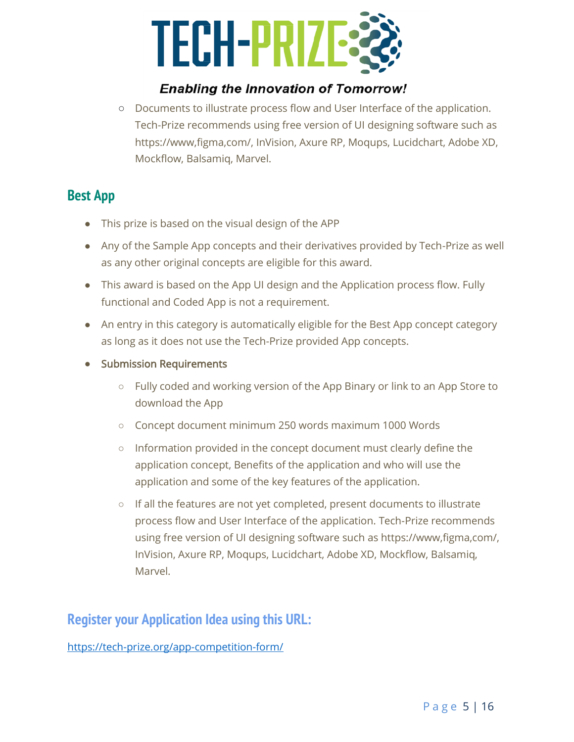- Documents to illustrate process flow and User Interface of the application. Tech-Prize recommends using free version of UI designing software such as https://www,figma,com/, InVision, Axure RP, Moqups, Lucidchart, Adobe XD, Mockflow, Balsamiq, Marvel.

## Best App

- This prize is based on the visual design of the APP
- Any of the Sample App concepts and their derivatives provided by Tech-Prize as well as any other original concepts are eligible for this award.
- This award is based on the App UI design and the Application process flow. Fully functional and Coded App is not a requirement.
- An entry in this category is automatically eligible for the Best App concept category as long as it does not use the Tech-Prize provided App concepts.
- Submission Requirements
   - Fully coded and working version of the App Binary or link to an App Store to download the App
   - Concept document minimum 250 words maximum 1000 Words
   - Information provided in the concept document must clearly define the application concept, Benefits of the application and who will use the application and some of the key features of the application.
   - If all the features are not yet completed, present documents to illustrate process flow and User Interface of the application. Tech-Prize recommends using free version of UI designing software such as https://www,figma,com/, InVision, Axure RP, Moqups, Lucidchart, Adobe XD, Mockflow, Balsamiq, Marvel.

## Register your Application Idea using this URL:

https://tech-prize.org/app-competition-form/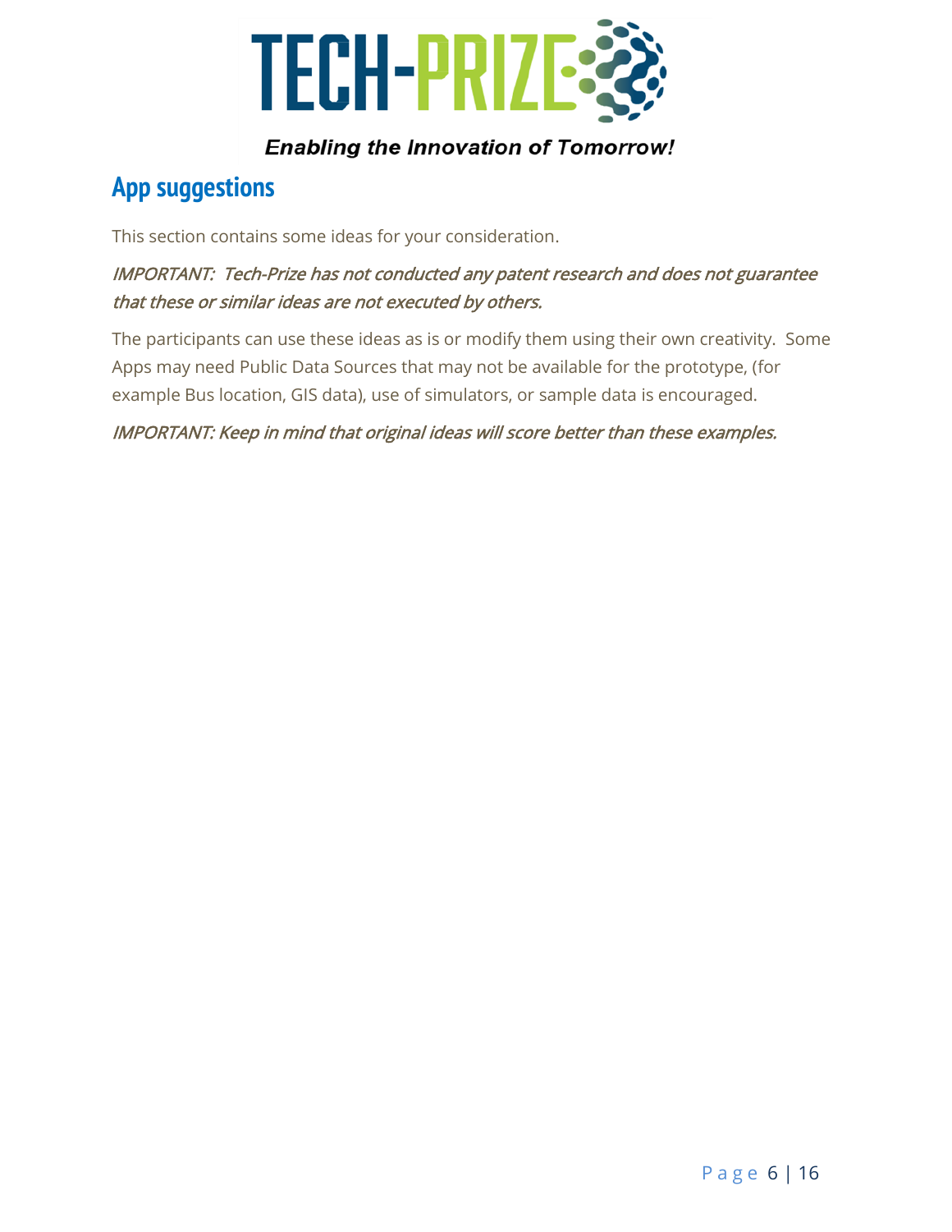## App suggestions

This section contains some ideas for your consideration.

*IMPORTANT: Tech-Prize has not conducted any patent research and does not guarantee that these or similar ideas are not executed by others.*

The participants can use these ideas as is or modify them using their own creativity. Some Apps may need Public Data Sources that may not be available for the prototype, (for example Bus location, GIS data), use of simulators, or sample data is encouraged.

*IMPORTANT: Keep in mind that original ideas will score better than these examples.*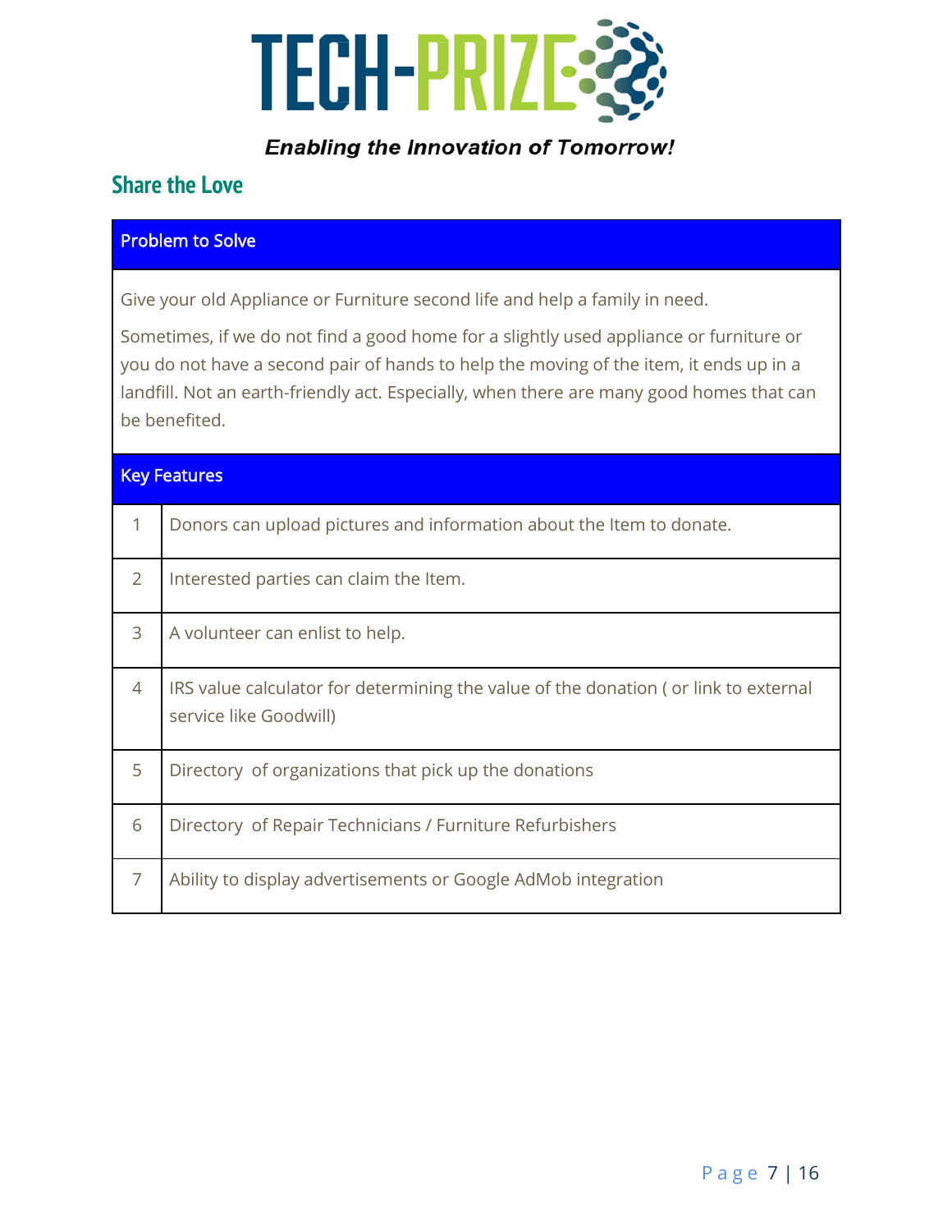# TECH-PRIZE

***Enabling the Innovation of Tomorrow!***

## Share the Love

| Problem to Solve |
|---|
| Give your old Appliance or Furniture second life and help a family in need.<br><br>Sometimes, if we do not find a good home for a slightly used appliance or furniture or you do not have a second pair of hands to help the moving of the item, it ends up in a landfill. Not an earth-friendly act. Especially, when there are many good homes that can be benefited. |

| Key Features | |
|---|---|
| 1 | Donors can upload pictures and information about the Item to donate. |
| 2 | Interested parties can claim the Item. |
| 3 | A volunteer can enlist to help. |
| 4 | IRS value calculator for determining the value of the donation ( or link to external service like Goodwill) |
| 5 | Directory  of organizations that pick up the donations |
| 6 | Directory  of Repair Technicians / Furniture Refurbishers |
| 7 | Ability to display advertisements or Google AdMob integration |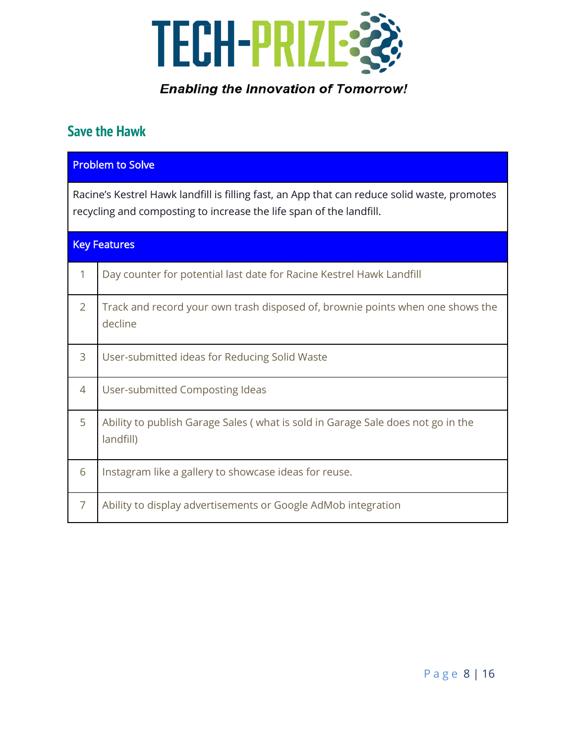**TECH-PRIZE**

***Enabling the Innovation of Tomorrow!***

## Save the Hawk

| Problem to Solve | |
|---|---|
| Racine's Kestrel Hawk landfill is filling fast, an App that can reduce solid waste, promotes recycling and composting to increase the life span of the landfill. | |
| **Key Features** | |
| 1 | Day counter for potential last date for Racine Kestrel Hawk Landfill |
| 2 | Track and record your own trash disposed of, brownie points when one shows the decline |
| 3 | User-submitted ideas for Reducing Solid Waste |
| 4 | User-submitted Composting Ideas |
| 5 | Ability to publish Garage Sales ( what is sold in Garage Sale does not go in the landfill) |
| 6 | Instagram like a gallery to showcase ideas for reuse. |
| 7 | Ability to display advertisements or Google AdMob integration |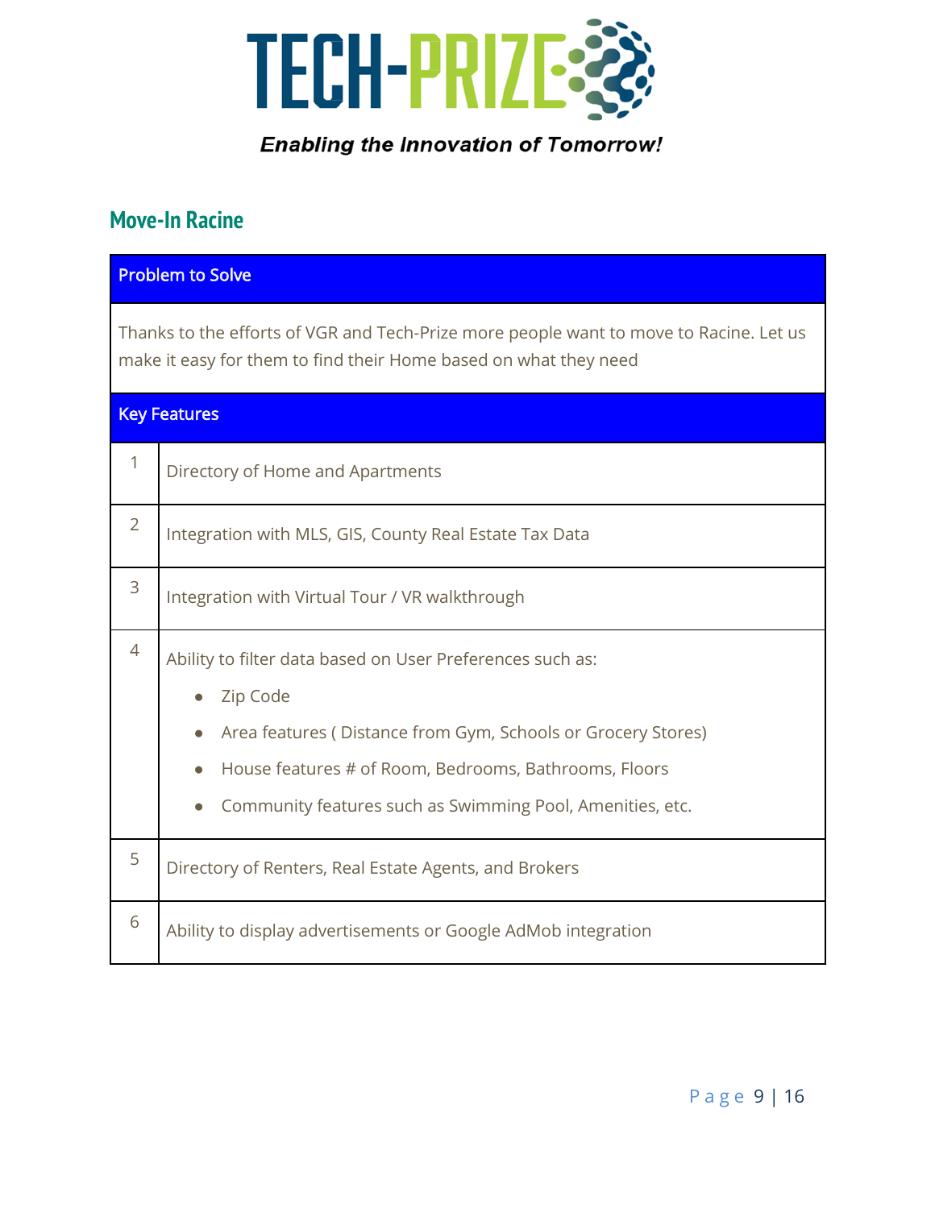## Move-In Racine

| Problem to Solve | |
|---|---|
| Thanks to the efforts of VGR and Tech-Prize more people want to move to Racine. Let us make it easy for them to find their Home based on what they need | |
| **Key Features** | |
| 1 | Directory of Home and Apartments |
| 2 | Integration with MLS, GIS, County Real Estate Tax Data |
| 3 | Integration with Virtual Tour / VR walkthrough |
| 4 | Ability to filter data based on User Preferences such as:<br>• Zip Code<br>• Area features ( Distance from Gym, Schools or Grocery Stores)<br>• House features # of Room, Bedrooms, Bathrooms, Floors<br>• Community features such as Swimming Pool, Amenities, etc. |
| 5 | Directory of Renters, Real Estate Agents, and Brokers |
| 6 | Ability to display advertisements or Google AdMob integration |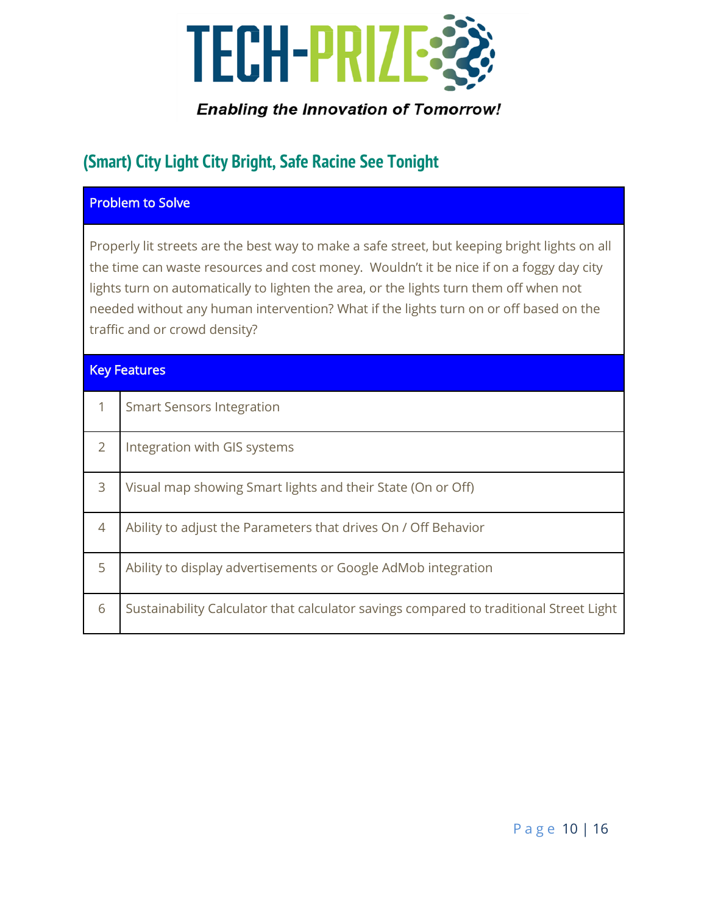**TECH-PRIZE**

***Enabling the Innovation of Tomorrow!***

## (Smart) City Light City Bright, Safe Racine See Tonight

| Problem to Solve |
|---|
| Properly lit streets are the best way to make a safe street, but keeping bright lights on all the time can waste resources and cost money. Wouldn't it be nice if on a foggy day city lights turn on automatically to lighten the area, or the lights turn them off when not needed without any human intervention? What if the lights turn on or off based on the traffic and or crowd density? |

| Key Features | |
|---|---|
| 1 | Smart Sensors Integration |
| 2 | Integration with GIS systems |
| 3 | Visual map showing Smart lights and their State (On or Off) |
| 4 | Ability to adjust the Parameters that drives On / Off Behavior |
| 5 | Ability to display advertisements or Google AdMob integration |
| 6 | Sustainability Calculator that calculator savings compared to traditional Street Light |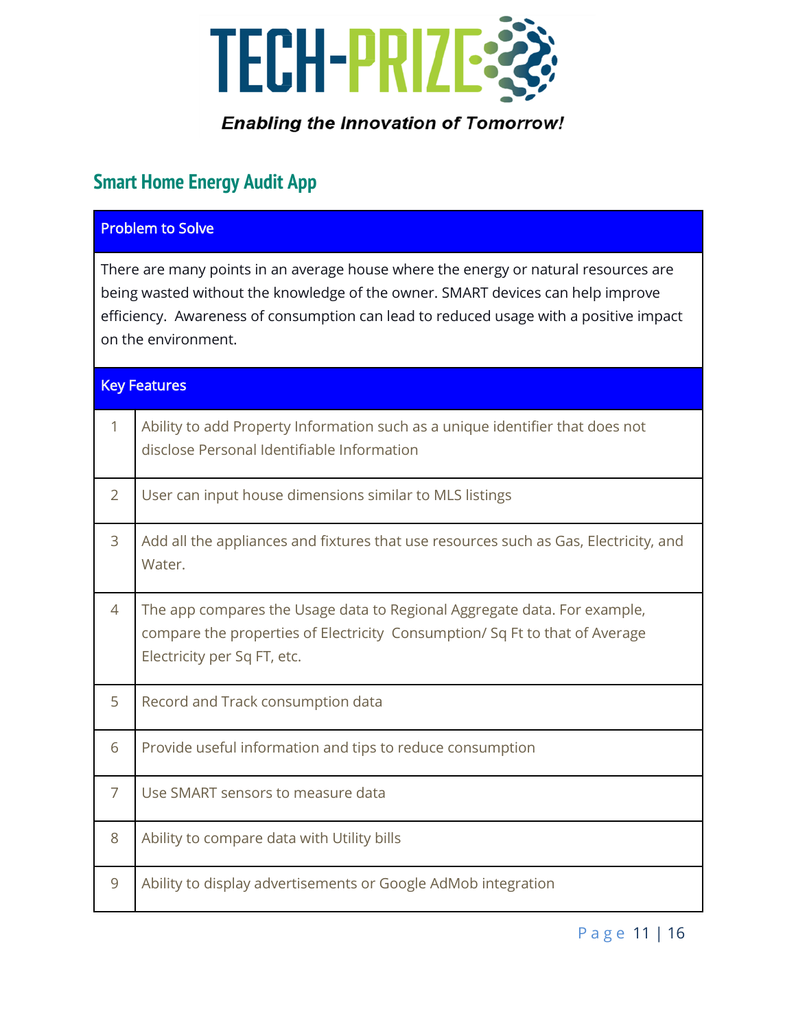## Smart Home Energy Audit App

| Problem to Solve |
|---|
| There are many points in an average house where the energy or natural resources are being wasted without the knowledge of the owner. SMART devices can help improve efficiency. Awareness of consumption can lead to reduced usage with a positive impact on the environment. |

| Key Features | |
|---|---|
| 1 | Ability to add Property Information such as a unique identifier that does not disclose Personal Identifiable Information |
| 2 | User can input house dimensions similar to MLS listings |
| 3 | Add all the appliances and fixtures that use resources such as Gas, Electricity, and Water. |
| 4 | The app compares the Usage data to Regional Aggregate data. For example, compare the properties of Electricity Consumption/ Sq Ft to that of Average Electricity per Sq FT, etc. |
| 5 | Record and Track consumption data |
| 6 | Provide useful information and tips to reduce consumption |
| 7 | Use SMART sensors to measure data |
| 8 | Ability to compare data with Utility bills |
| 9 | Ability to display advertisements or Google AdMob integration |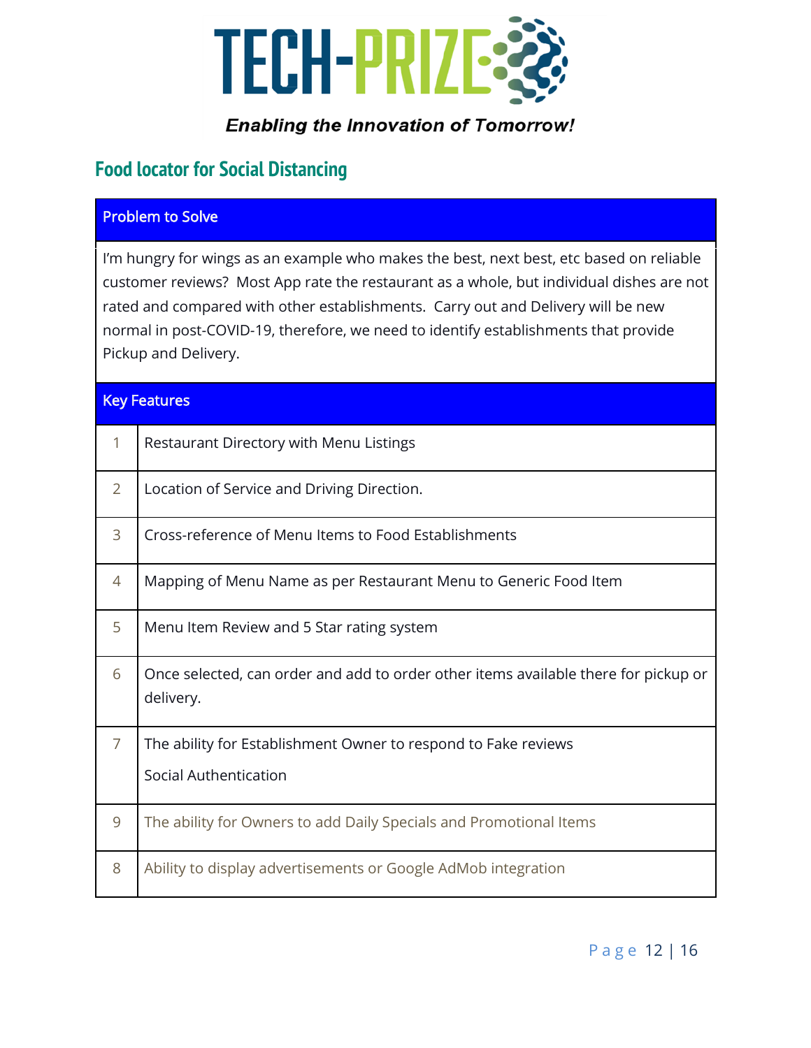TECH-PRIZE

*Enabling the Innovation of Tomorrow!*

## Food locator for Social Distancing

| Problem to Solve | |
|---|---|
| I'm hungry for wings as an example who makes the best, next best, etc based on reliable customer reviews? Most App rate the restaurant as a whole, but individual dishes are not rated and compared with other establishments. Carry out and Delivery will be new normal in post-COVID-19, therefore, we need to identify establishments that provide Pickup and Delivery. | |
| **Key Features** | |
| 1 | Restaurant Directory with Menu Listings |
| 2 | Location of Service and Driving Direction. |
| 3 | Cross-reference of Menu Items to Food Establishments |
| 4 | Mapping of Menu Name as per Restaurant Menu to Generic Food Item |
| 5 | Menu Item Review and 5 Star rating system |
| 6 | Once selected, can order and add to order other items available there for pickup or delivery. |
| 7 | The ability for Establishment Owner to respond to Fake reviews<br>Social Authentication |
| 9 | The ability for Owners to add Daily Specials and Promotional Items |
| 8 | Ability to display advertisements or Google AdMob integration |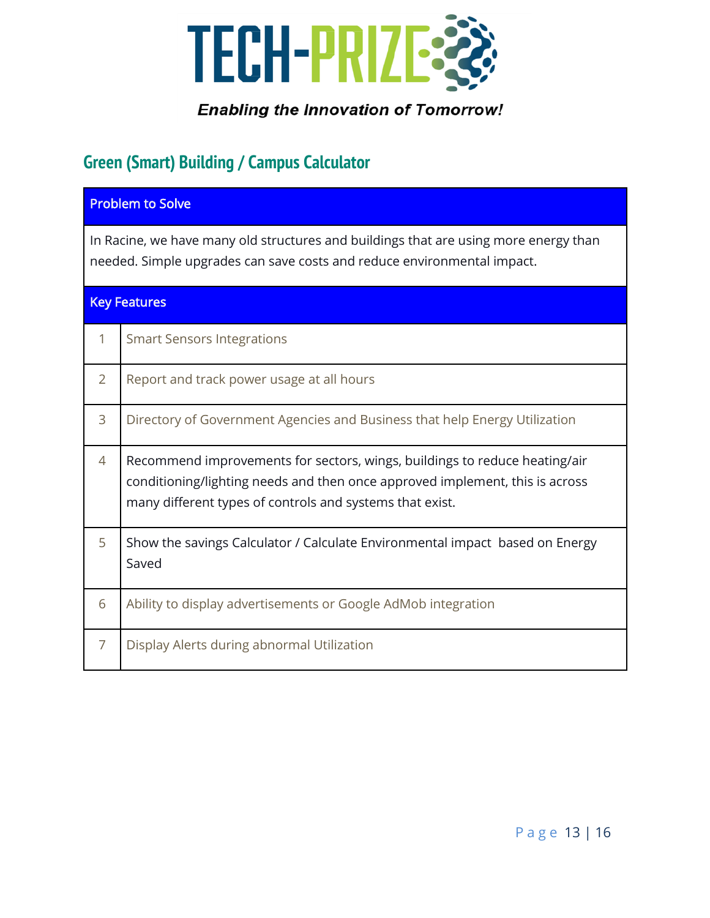TECH-PRIZE

*Enabling the Innovation of Tomorrow!*

## Green (Smart) Building / Campus Calculator

| Problem to Solve | |
|---|---|
| In Racine, we have many old structures and buildings that are using more energy than needed. Simple upgrades can save costs and reduce environmental impact. | |
| **Key Features** | |
| 1 | Smart Sensors Integrations |
| 2 | Report and track power usage at all hours |
| 3 | Directory of Government Agencies and Business that help Energy Utilization |
| 4 | Recommend improvements for sectors, wings, buildings to reduce heating/air conditioning/lighting needs and then once approved implement, this is across many different types of controls and systems that exist. |
| 5 | Show the savings Calculator / Calculate Environmental impact based on Energy Saved |
| 6 | Ability to display advertisements or Google AdMob integration |
| 7 | Display Alerts during abnormal Utilization |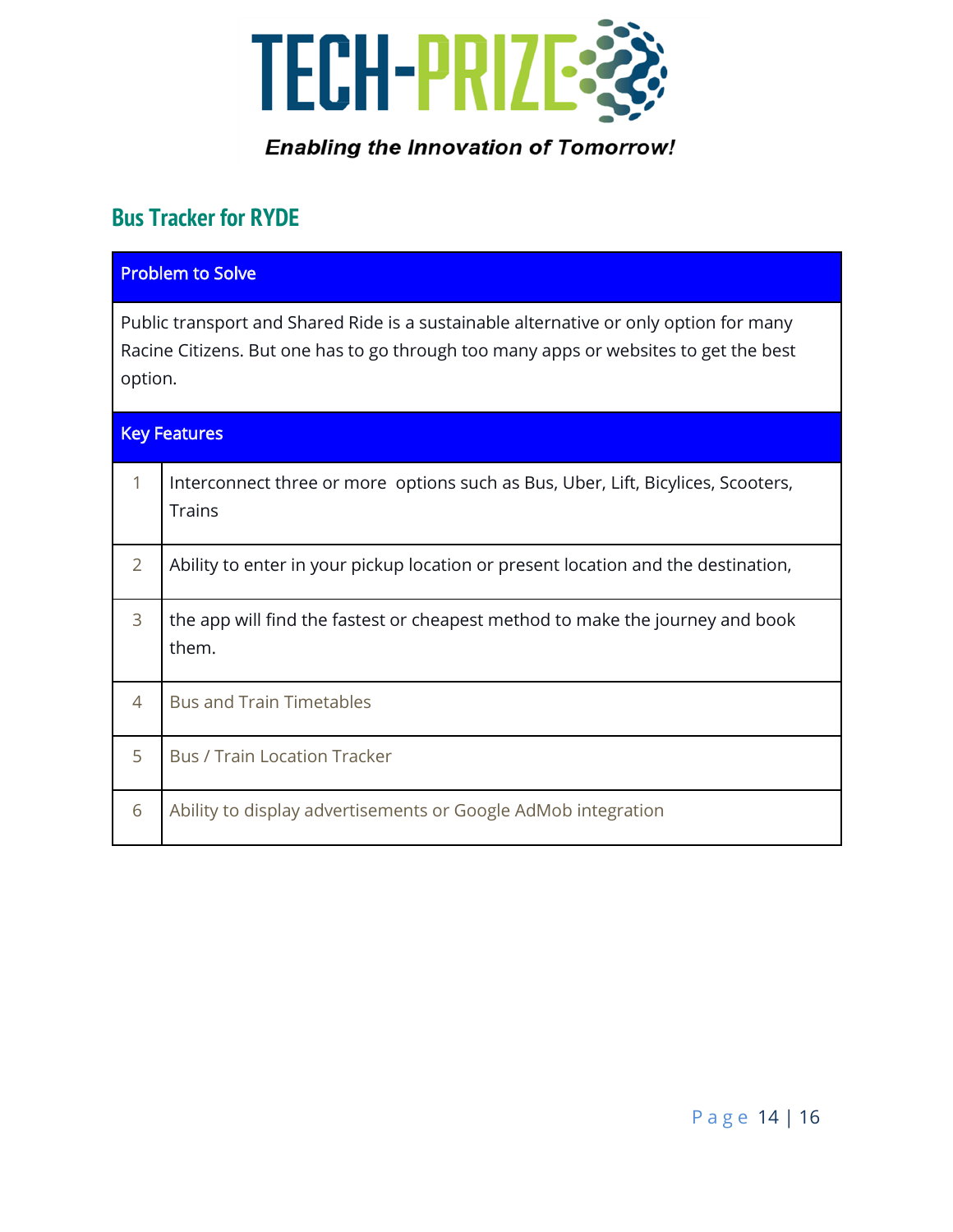TECH-PRIZE

*Enabling the Innovation of Tomorrow!*

## Bus Tracker for RYDE

| Problem to Solve | |
|---|---|
| Public transport and Shared Ride is a sustainable alternative or only option for many Racine Citizens. But one has to go through too many apps or websites to get the best option. | |

| Key Features | |
|---|---|
| 1 | Interconnect three or more options such as Bus, Uber, Lift, Bicylices, Scooters, Trains |
| 2 | Ability to enter in your pickup location or present location and the destination, |
| 3 | the app will find the fastest or cheapest method to make the journey and book them. |
| 4 | Bus and Train Timetables |
| 5 | Bus / Train Location Tracker |
| 6 | Ability to display advertisements or Google AdMob integration |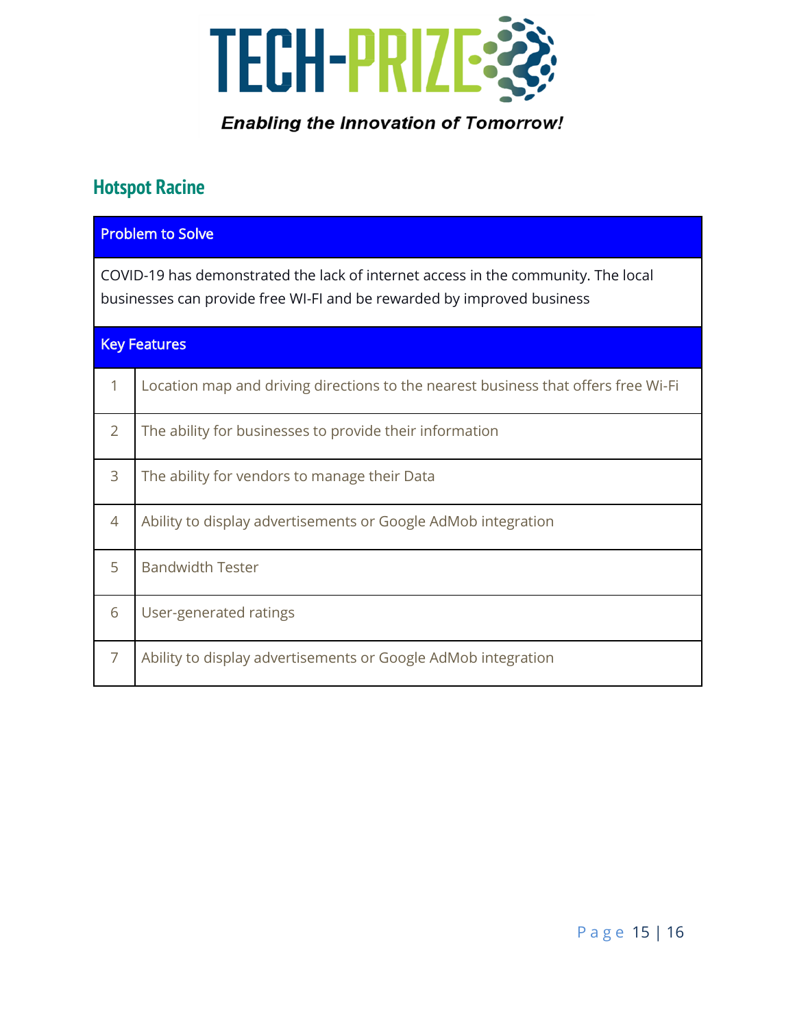## Hotspot Racine

| Problem to Solve | |
|---|---|
| COVID-19 has demonstrated the lack of internet access in the community. The local businesses can provide free WI-FI and be rewarded by improved business | |
| **Key Features** | |
| 1 | Location map and driving directions to the nearest business that offers free Wi-Fi |
| 2 | The ability for businesses to provide their information |
| 3 | The ability for vendors to manage their Data |
| 4 | Ability to display advertisements or Google AdMob integration |
| 5 | Bandwidth Tester |
| 6 | User-generated ratings |
| 7 | Ability to display advertisements or Google AdMob integration |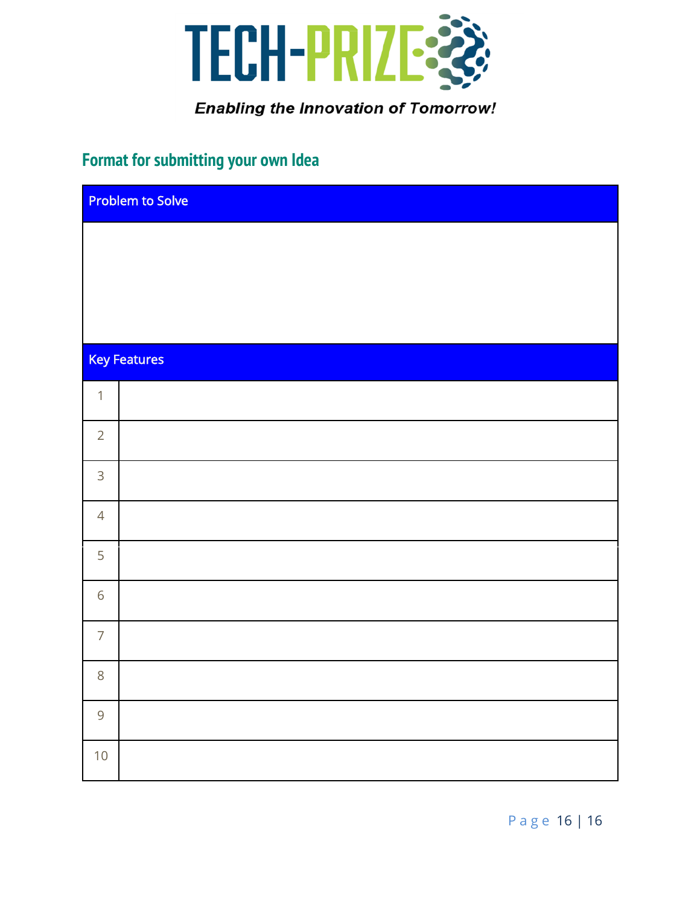TECH-PRIZE

*Enabling the Innovation of Tomorrow!*

## Format for submitting your own Idea

| Problem to Solve | |
|---|---|
| | |
| **Key Features** | |
| 1 | |
| 2 | |
| 3 | |
| 4 | |
| 5 | |
| 6 | |
| 7 | |
| 8 | |
| 9 | |
| 10 | |